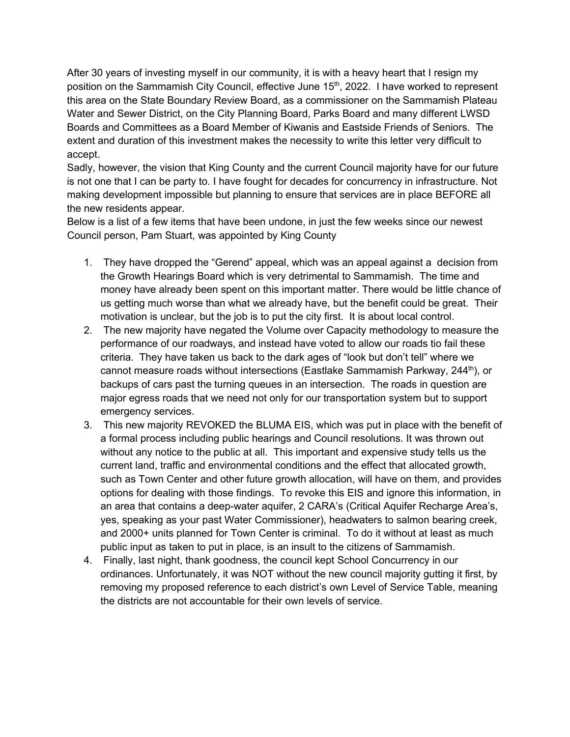After 30 years of investing myself in our community, it is with a heavy heart that I resign my position on the Sammamish City Council, effective June 15th, 2022. I have worked to represent this area on the State Boundary Review Board, as a commissioner on the Sammamish Plateau Water and Sewer District, on the City Planning Board, Parks Board and many different LWSD Boards and Committees as a Board Member of Kiwanis and Eastside Friends of Seniors. The extent and duration of this investment makes the necessity to write this letter very difficult to accept.

Sadly, however, the vision that King County and the current Council majority have for our future is not one that I can be party to. I have fought for decades for concurrency in infrastructure. Not making development impossible but planning to ensure that services are in place BEFORE all the new residents appear.

Below is a list of a few items that have been undone, in just the few weeks since our newest Council person, Pam Stuart, was appointed by King County

1. They have dropped the "Gerend" appeal, which was an appeal against a decision from the Growth Hearings Board which is very detrimental to Sammamish. The time and money have already been spent on this important matter. There would be little chance of us getting much worse than what we already have, but the benefit could be great. Their motivation is unclear, but the job is to put the city first. It is about local control.
2. The new majority have negated the Volume over Capacity methodology to measure the performance of our roadways, and instead have voted to allow our roads tio fail these criteria. They have taken us back to the dark ages of "look but don't tell" where we cannot measure roads without intersections (Eastlake Sammamish Parkway, 244th), or backups of cars past the turning queues in an intersection. The roads in question are major egress roads that we need not only for our transportation system but to support emergency services.
3. This new majority REVOKED the BLUMA EIS, which was put in place with the benefit of a formal process including public hearings and Council resolutions. It was thrown out without any notice to the public at all. This important and expensive study tells us the current land, traffic and environmental conditions and the effect that allocated growth, such as Town Center and other future growth allocation, will have on them, and provides options for dealing with those findings. To revoke this EIS and ignore this information, in an area that contains a deep-water aquifer, 2 CARA's (Critical Aquifer Recharge Area's, yes, speaking as your past Water Commissioner), headwaters to salmon bearing creek, and 2000+ units planned for Town Center is criminal. To do it without at least as much public input as taken to put in place, is an insult to the citizens of Sammamish.
4. Finally, last night, thank goodness, the council kept School Concurrency in our ordinances. Unfortunately, it was NOT without the new council majority gutting it first, by removing my proposed reference to each district's own Level of Service Table, meaning the districts are not accountable for their own levels of service.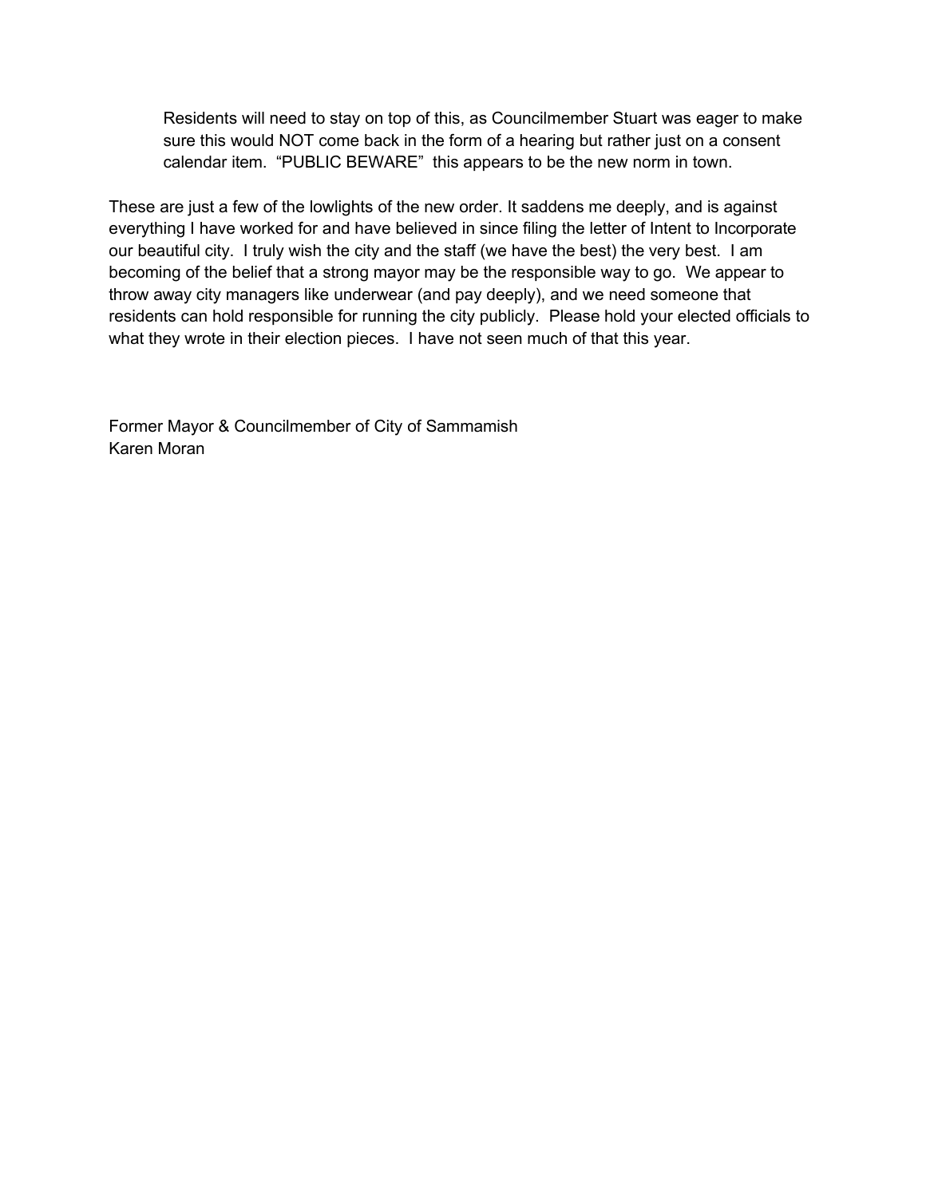> Residents will need to stay on top of this, as Councilmember Stuart was eager to make sure this would NOT come back in the form of a hearing but rather just on a consent calendar item. “PUBLIC BEWARE” this appears to be the new norm in town.

These are just a few of the lowlights of the new order. It saddens me deeply, and is against everything I have worked for and have believed in since filing the letter of Intent to Incorporate our beautiful city. I truly wish the city and the staff (we have the best) the very best. I am becoming of the belief that a strong mayor may be the responsible way to go. We appear to throw away city managers like underwear (and pay deeply), and we need someone that residents can hold responsible for running the city publicly. Please hold your elected officials to what they wrote in their election pieces. I have not seen much of that this year.

Former Mayor & Councilmember of City of Sammamish
Karen Moran